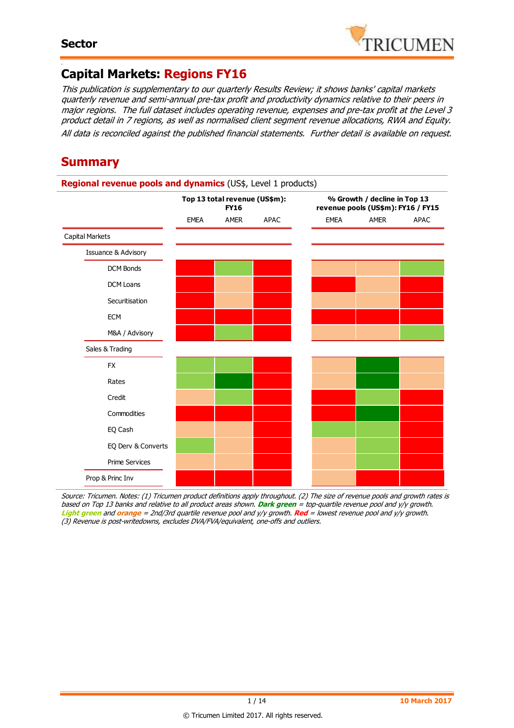# Capital Markets: Regions FY16

*This publication is supplementary to our quarterly Results Review; it shows banks' capital markets quarterly revenue and semi-annual pre-tax profit and productivity dynamics relative to their peers in major regions. The full dataset includes operating revenue, expenses and pre-tax profit at the Level 3 product detail in 7 regions, as well as normalised client segment revenue allocations, RWA and Equity.*

*All data is reconciled against the published financial statements. Further detail is available on request.*

## Summary

**Regional revenue pools and dynamics** (US$, Level 1 products)

| | Top 13 total revenue (US$m): FY16 | | | % Growth / decline in Top 13 revenue pools (US$m): FY16 / FY15 | | |
|---|---|---|---|---|---|---|
| | EMEA | AMER | APAC | EMEA | AMER | APAC |
| Capital Markets | | | | | | |
| Issuance & Advisory | | | | | | |
| DCM Bonds | Red | Light green | Red | Orange | Orange | Light green |
| DCM Loans | Red | Orange | Red | Red | Orange | Red |
| Securitisation | Red | Orange | Red | Orange | Orange | Red |
| ECM | Red | Red | Red | Red | Red | Red |
| M&A / Advisory | Red | Light green | Red | Orange | Orange | Light green |
| Sales & Trading | | | | | | |
| FX | Light green | Light green | Red | Orange | Dark green | Orange |
| Rates | Light green | Dark green | Red | Orange | Dark green | Orange |
| Credit | Orange | Light green | Red | Red | Light green | Red |
| Commodities | Red | Red | Red | Red | Dark green | Red |
| EQ Cash | Orange | Orange | Red | Light green | Light green | Red |
| EQ Derv & Converts | Light green | Orange | Red | Orange | Light green | Red |
| Prime Services | Orange | Orange | Red | Orange | Light green | Red |
| Prop & Princ Inv | Red | Red | Red | Orange | Red | Red |

*Source: Tricumen. Notes: (1) Tricumen product definitions apply throughout. (2) The size of revenue pools and growth rates is based on Top 13 banks and relative to all product areas shown. **Dark green** = top-quartile revenue pool and y/y growth. **Light green** and **orange** = 2nd/3rd quartile revenue pool and y/y growth. **Red** = lowest revenue pool and y/y growth. (3) Revenue is post-writedowns, excludes DVA/FVA/equivalent, one-offs and outliers.*

10 March 2017

© Tricumen Limited 2017. All rights reserved.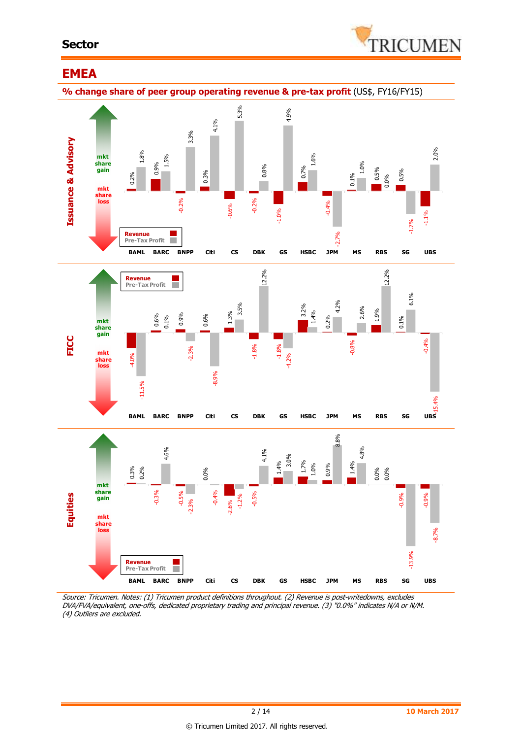## Sector

# EMEA

**% change share of peer group operating revenue & pre-tax profit** (US$, FY16/FY15)

**Issuance & Advisory**

| | BAML | BARC | BNPP | Citi | CS | DBK | GS | HSBC | JPM | MS | RBS | SG | UBS |
|---|---|---|---|---|---|---|---|---|---|---|---|---|---|
| Revenue | 0.2% | 0.9% | -0.2% | 0.3% | -0.6% | -0.2% | -1.0% | 0.7% | -0.4% | 0.1% | 0.5% | 0.5% | -1.1% |
| Pre-Tax Profit | 1.8% | 1.5% | 3.3% | 4.1% | 5.3% | 0.8% | 4.9% | 1.6% | -2.7% | 1.0% | 0.0% | -1.7% | 2.0% |

**FICC**

| | BAML | BARC | BNPP | Citi | CS | DBK | GS | HSBC | JPM | MS | RBS | SG | UBS |
|---|---|---|---|---|---|---|---|---|---|---|---|---|---|
| Revenue | -4.0% | 0.6% | 0.9% | 0.6% | 1.3% | -1.8% | -1.8% | 3.2% | 0.2% | -0.8% | 1.9% | 0.1% | -0.4% |
| Pre-Tax Profit | -11.5% | 0.1% | -2.3% | -8.9% | 3.5% | 12.2% | -4.2% | 1.4% | 4.2% | 2.6% | 12.2% | 6.1% | -15.4% |

**Equities**

| | BAML | BARC | BNPP | Citi | CS | DBK | GS | HSBC | JPM | MS | RBS | SG | UBS |
|---|---|---|---|---|---|---|---|---|---|---|---|---|---|
| Revenue | 0.3% | -0.3% | -0.5% | -0.4% | -2.6% | -0.5% | 1.4% | 1.7% | 0.9% | 1.4% | 0.0% | -0.9% | -0.9% |
| Pre-Tax Profit | 0.2% | 4.6% | -2.3% | 0.0% | -1.2% | 4.1% | 3.0% | 1.0% | 8.8% | 4.8% | 0.0% | -13.9% | -8.7% |

*Source: Tricumen. Notes: (1) Tricumen product definitions throughout. (2) Revenue is post-writedowns, excludes DVA/FVA/equivalent, one-offs, dedicated proprietary trading and principal revenue. (3) "0.0%" indicates N/A or N/M. (4) Outliers are excluded.*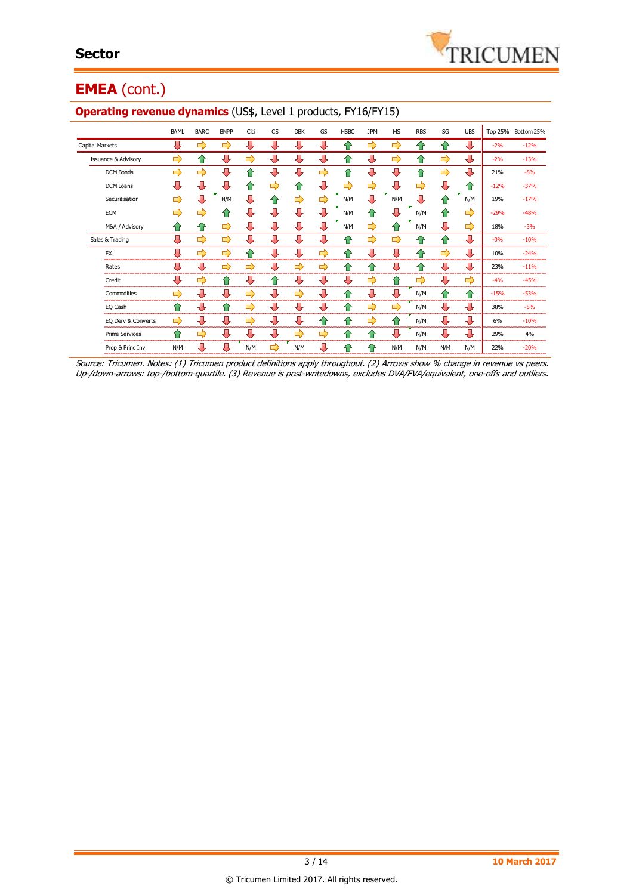# Sector

## EMEA (cont.)

### Operating revenue dynamics (US$, Level 1 products, FY16/FY15)

| | BAML | BARC | BNPP | Citi | CS | DBK | GS | HSBC | JPM | MS | RBS | SG | UBS | Top 25% | Bottom 25% |
|---|---|---|---|---|---|---|---|---|---|---|---|---|---|---|---|
| Capital Markets | ↓ | → | → | ↓ | ↓ | ↓ | ↓ | ↑ | → | → | ↑ | ↑ | ↓ | -2% | -12% |
| Issuance & Advisory | → | ↑ | ↓ | → | ↓ | ↓ | ↓ | ↑ | ↓ | → | ↑ | → | ↓ | -2% | -13% |
| DCM Bonds | → | → | ↓ | ↑ | ↓ | ↓ | → | ↑ | ↓ | ↓ | ↑ | → | ↓ | 21% | -8% |
| DCM Loans | ↓ | ↓ | ↓ | ↑ | → | ↑ | ↓ | → | → | ↓ | → | ↓ | ↑ | -12% | -37% |
| Securitisation | → | ↓ | N/M | ↓ | ↑ | → | → | N/M | ↓ | N/M | ↓ | ↑ | N/M | 19% | -17% |
| ECM | → | → | ↑ | ↓ | ↓ | ↓ | ↓ | N/M | ↑ | ↓ | N/M | ↑ | → | -29% | -48% |
| M&A / Advisory | ↑ | ↑ | → | ↓ | ↓ | ↓ | ↓ | N/M | → | ↑ | N/M | ↓ | → | 18% | -3% |
| Sales & Trading | ↓ | → | → | ↓ | ↓ | ↓ | ↓ | ↑ | → | → | ↑ | ↑ | ↓ | -0% | -10% |
| FX | ↓ | → | → | ↑ | ↓ | ↓ | → | ↑ | ↓ | ↓ | ↑ | → | ↓ | 10% | -24% |
| Rates | ↓ | ↓ | → | → | ↓ | → | → | ↑ | ↑ | ↓ | ↑ | ↓ | ↓ | 23% | -11% |
| Credit | ↓ | → | ↑ | ↓ | ↑ | ↓ | ↓ | ↓ | → | ↑ | → | ↓ | → | -4% | -45% |
| Commodities | → | ↓ | ↓ | → | ↓ | → | ↓ | ↑ | ↓ | ↓ | N/M | ↑ | ↑ | -15% | -53% |
| EQ Cash | ↑ | ↓ | ↑ | → | ↓ | ↓ | ↓ | ↑ | → | → | N/M | ↓ | ↓ | 38% | -5% |
| EQ Derv & Converts | → | ↓ | ↓ | → | ↓ | ↓ | ↑ | ↑ | → | ↑ | N/M | ↓ | ↓ | 6% | -10% |
| Prime Services | ↑ | → | ↓ | ↓ | ↓ | → | → | ↑ | ↑ | ↓ | N/M | ↓ | ↓ | 29% | 4% |
| Prop & Princ Inv | N/M | ↓ | ↓ | N/M | → | N/M | ↓ | ↑ | ↑ | N/M | N/M | N/M | N/M | 22% | -20% |

*Source: Tricumen. Notes: (1) Tricumen product definitions apply throughout. (2) Arrows show % change in revenue vs peers. Up-/down-arrows: top-/bottom-quartile. (3) Revenue is post-writedowns, excludes DVA/FVA/equivalent, one-offs and outliers.*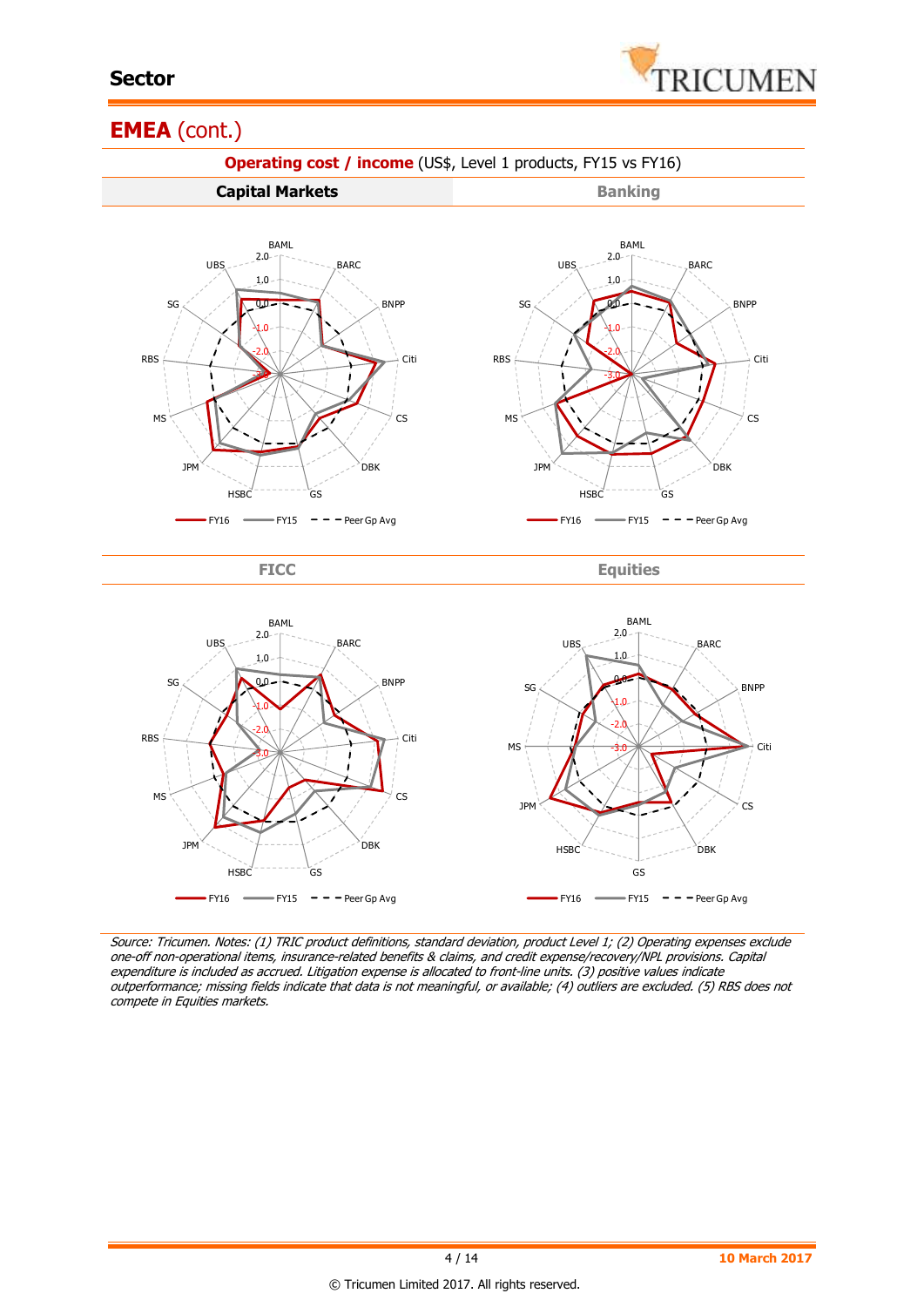## EMEA (cont.)

**Operating cost / income** (US$, Level 1 products, FY15 vs FY16)

| **Capital Markets** | Banking |
|---|---|

| FICC | Equities |
|---|---|

*Source: Tricumen. Notes: (1) TRIC product definitions, standard deviation, product Level 1; (2) Operating expenses exclude one-off non-operational items, insurance-related benefits & claims, and credit expense/recovery/NPL provisions. Capital expenditure is included as accrued. Litigation expense is allocated to front-line units. (3) positive values indicate outperformance; missing fields indicate that data is not meaningful, or available; (4) outliers are excluded. (5) RBS does not compete in Equities markets.*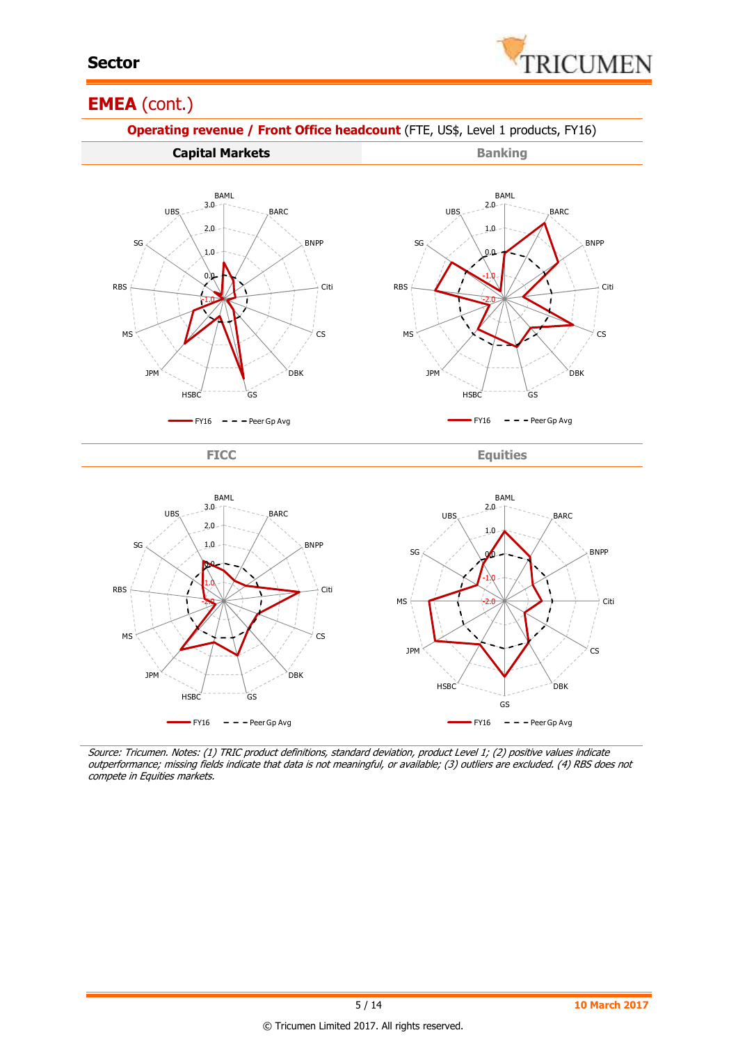## EMEA (cont.)

**Operating revenue / Front Office headcount** (FTE, US$, Level 1 products, FY16)

**Capital Markets** | **Banking**

BAML, BARC, BNPP, Citi, CS, DBK, GS, HSBC, JPM, MS, RBS, SG, UBS

FY16 — Peer Gp Avg

**FICC** | **Equities**

BAML, BARC, BNPP, Citi, CS, DBK, GS, HSBC, JPM, MS, RBS, SG, UBS

FY16 — Peer Gp Avg

*Source: Tricumen. Notes: (1) TRIC product definitions, standard deviation, product Level 1; (2) positive values indicate outperformance; missing fields indicate that data is not meaningful, or available; (3) outliers are excluded. (4) RBS does not compete in Equities markets.*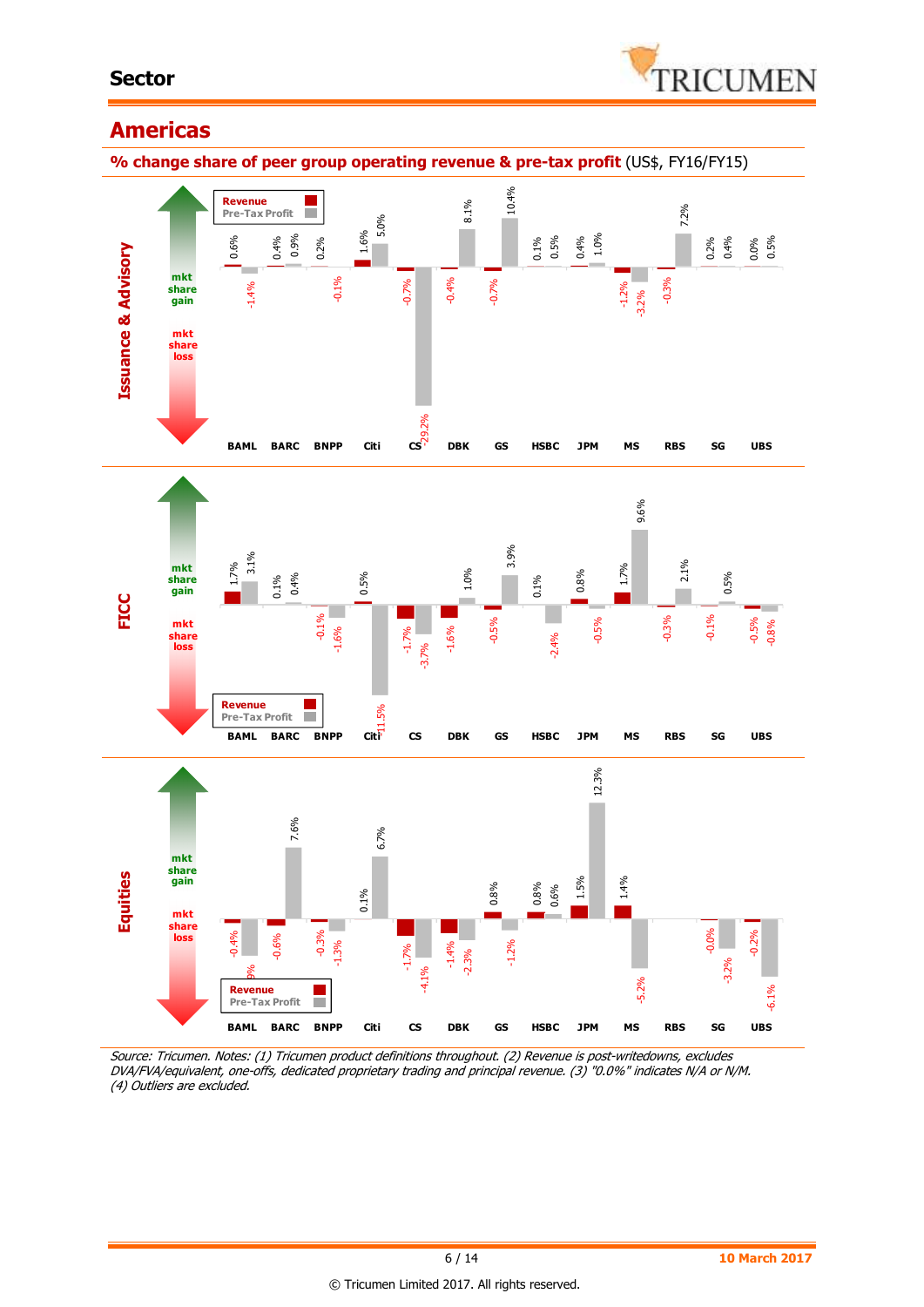# Americas

**% change share of peer group operating revenue & pre-tax profit** (US$, FY16/FY15)

### Issuance & Advisory

| | BAML | BARC | BNPP | Citi | CS | DBK | GS | HSBC | JPM | MS | RBS | SG | UBS |
|---|---|---|---|---|---|---|---|---|---|---|---|---|---|
| Revenue | 0.6% | 0.4% | 0.2% | 1.6% | -0.7% | -0.4% | -0.7% | 0.1% | 0.4% | -1.2% | -0.3% | 0.2% | 0.0% |
| Pre-Tax Profit | -1.4% | 0.9% | -0.1% | 5.0% | -29.2% | 8.1% | 10.4% | 0.5% | 1.0% | -3.2% | 7.2% | 0.4% | 0.5% |

### FICC

| | BAML | BARC | BNPP | Citi | CS | DBK | GS | HSBC | JPM | MS | RBS | SG | UBS |
|---|---|---|---|---|---|---|---|---|---|---|---|---|---|
| Revenue | 1.7% | 0.1% | -0.1% | 0.5% | -1.7% | -1.6% | -0.5% | 0.1% | 0.8% | 1.7% | -0.3% | -0.1% | -0.5% |
| Pre-Tax Profit | 3.1% | 0.4% | -1.6% | -11.5% | -3.7% | 1.0% | 3.9% | -2.4% | -0.5% | 9.6% | 2.1% | 0.5% | -0.8% |

### Equities

| | BAML | BARC | BNPP | Citi | CS | DBK | GS | HSBC | JPM | MS | RBS | SG | UBS |
|---|---|---|---|---|---|---|---|---|---|---|---|---|---|
| Revenue | -0.4% | -0.6% | -0.3% | 0.1% | -1.7% | -1.4% | 0.8% | 0.8% | 1.5% | 1.4% | | -0.0% | -0.2% |
| Pre-Tax Profit | 9% | 7.6% | -1.3% | 6.7% | -4.1% | -2.3% | -1.2% | 0.6% | 12.3% | -5.2% | | -3.2% | -6.1% |

*Source: Tricumen. Notes: (1) Tricumen product definitions throughout. (2) Revenue is post-writedowns, excludes DVA/FVA/equivalent, one-offs, dedicated proprietary trading and principal revenue. (3) "0.0%" indicates N/A or N/M. (4) Outliers are excluded.*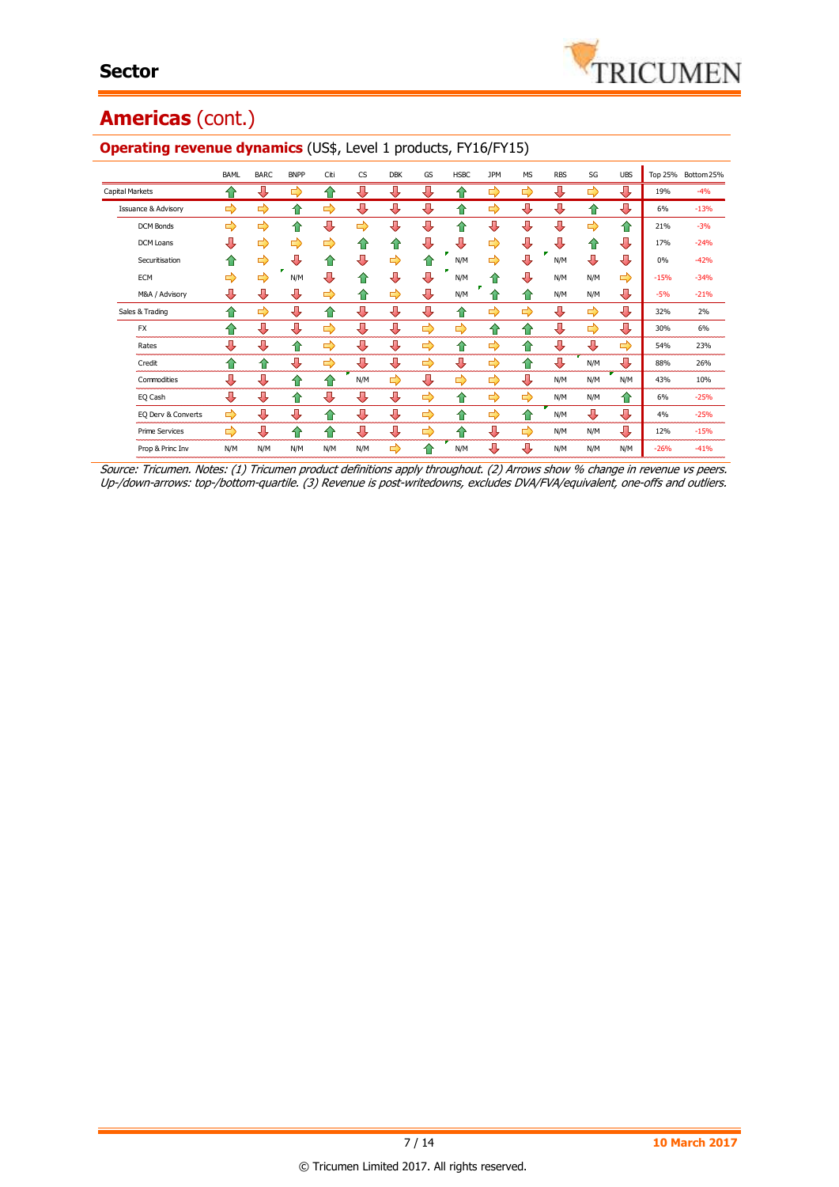## Americas (cont.)

### Operating revenue dynamics (US$, Level 1 products, FY16/FY15)

| | BAML | BARC | BNPP | Citi | CS | DBK | GS | HSBC | JPM | MS | RBS | SG | UBS | Top 25% | Bottom 25% |
|---|---|---|---|---|---|---|---|---|---|---|---|---|---|---|---|
| Capital Markets | ⇧ | ⇩ | ⇨ | ⇧ | ⇩ | ⇩ | ⇩ | ⇧ | ⇨ | ⇨ | ⇩ | ⇨ | ⇩ | 19% | -4% |
| Issuance & Advisory | ⇨ | ⇨ | ⇧ | ⇨ | ⇩ | ⇩ | ⇩ | ⇧ | ⇨ | ⇩ | ⇩ | ⇧ | ⇩ | 6% | -13% |
| DCM Bonds | ⇨ | ⇨ | ⇧ | ⇩ | ⇨ | ⇩ | ⇩ | ⇧ | ⇩ | ⇩ | ⇩ | ⇨ | ⇧ | 21% | -3% |
| DCM Loans | ⇩ | ⇨ | ⇨ | ⇨ | ⇧ | ⇧ | ⇩ | ⇩ | ⇨ | ⇩ | ⇩ | ⇧ | ⇩ | 17% | -24% |
| Securitisation | ⇧ | ⇨ | ⇩ | ⇧ | ⇩ | ⇨ | ⇧ | N/M | ⇨ | ⇩ | N/M | ⇩ | ⇩ | 0% | -42% |
| ECM | ⇨ | ⇨ | N/M | ⇩ | ⇧ | ⇩ | ⇩ | N/M | ⇧ | ⇩ | N/M | N/M | ⇨ | -15% | -34% |
| M&A / Advisory | ⇩ | ⇩ | ⇩ | ⇨ | ⇧ | ⇨ | ⇩ | N/M | ⇧ | ⇧ | N/M | N/M | ⇩ | -5% | -21% |
| Sales & Trading | ⇧ | ⇨ | ⇩ | ⇧ | ⇩ | ⇩ | ⇩ | ⇧ | ⇨ | ⇨ | ⇩ | ⇨ | ⇩ | 32% | 2% |
| FX | ⇧ | ⇩ | ⇩ | ⇨ | ⇩ | ⇩ | ⇨ | ⇨ | ⇧ | ⇧ | ⇩ | ⇨ | ⇩ | 30% | 6% |
| Rates | ⇩ | ⇩ | ⇧ | ⇨ | ⇩ | ⇩ | ⇨ | ⇧ | ⇨ | ⇧ | ⇩ | ⇩ | ⇨ | 54% | 23% |
| Credit | ⇧ | ⇧ | ⇩ | ⇨ | ⇩ | ⇩ | ⇨ | ⇩ | ⇨ | ⇧ | ⇩ | N/M | ⇩ | 88% | 26% |
| Commodities | ⇩ | ⇩ | ⇧ | ⇧ | N/M | ⇨ | ⇩ | ⇨ | ⇨ | ⇩ | N/M | N/M | N/M | 43% | 10% |
| EQ Cash | ⇩ | ⇩ | ⇧ | ⇩ | ⇩ | ⇩ | ⇨ | ⇧ | ⇨ | ⇨ | N/M | N/M | ⇧ | 6% | -25% |
| EQ Derv & Converts | ⇨ | ⇩ | ⇩ | ⇧ | ⇩ | ⇩ | ⇨ | ⇧ | ⇨ | ⇧ | N/M | ⇩ | ⇩ | 4% | -25% |
| Prime Services | ⇨ | ⇩ | ⇧ | ⇧ | ⇩ | ⇩ | ⇨ | ⇧ | ⇩ | ⇨ | N/M | N/M | ⇩ | 12% | -15% |
| Prop & Princ Inv | N/M | N/M | N/M | N/M | N/M | ⇨ | ⇧ | N/M | ⇩ | ⇩ | N/M | N/M | N/M | -26% | -41% |

*Source: Tricumen. Notes: (1) Tricumen product definitions apply throughout. (2) Arrows show % change in revenue vs peers. Up-/down-arrows: top-/bottom-quartile. (3) Revenue is post-writedowns, excludes DVA/FVA/equivalent, one-offs and outliers.*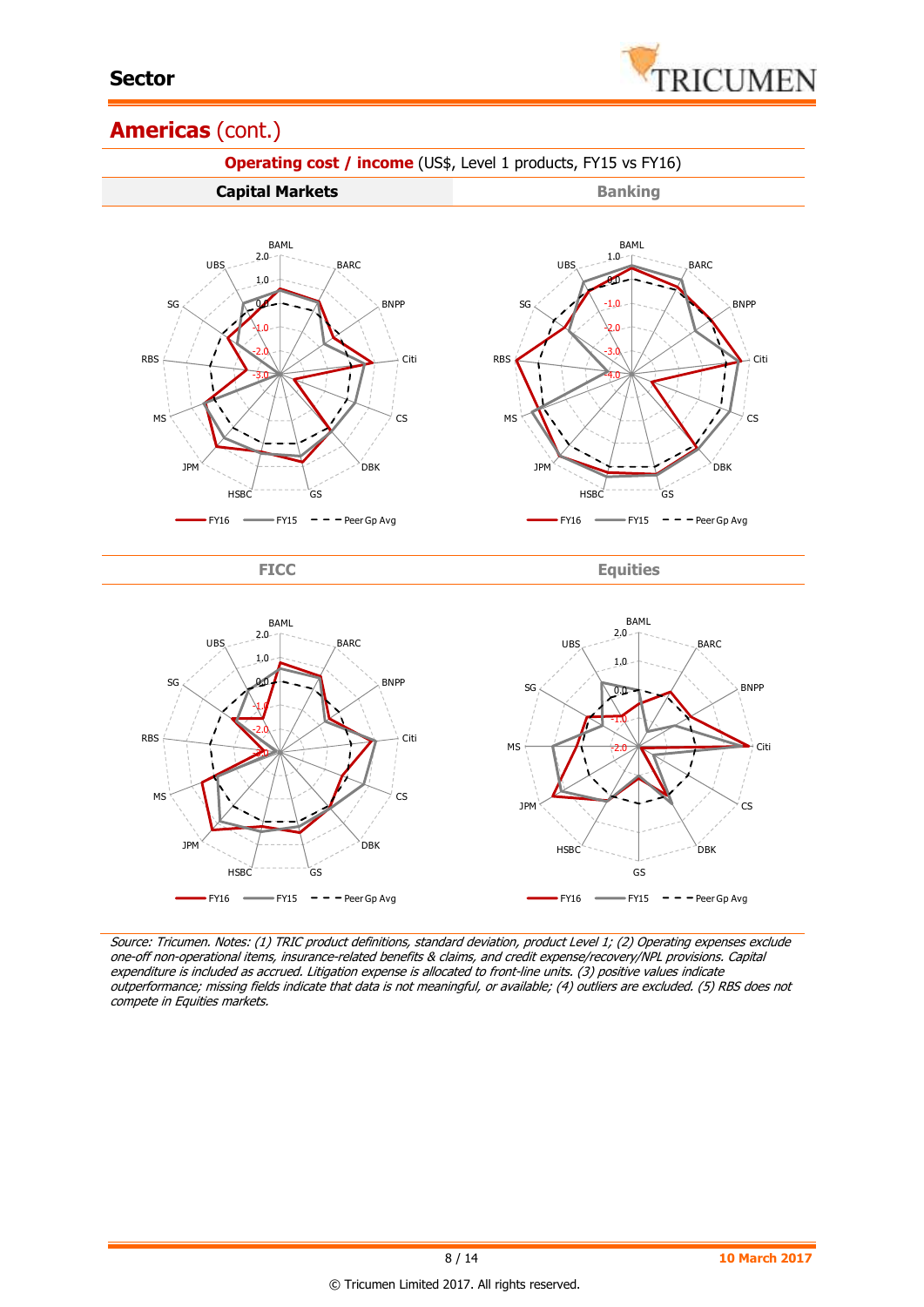## Americas (cont.)

**Operating cost / income** (US$, Level 1 products, FY15 vs FY16)

### Capital Markets

BAML, BARC, BNPP, Citi, CS, DBK, GS, HSBC, JPM, MS, RBS, SG, UBS

FY16 — FY15 - - - Peer Gp Avg

### Banking

BAML, BARC, BNPP, Citi, CS, DBK, GS, HSBC, JPM, MS, RBS, SG, UBS

FY16 — FY15 - - - Peer Gp Avg

### FICC

BAML, BARC, BNPP, Citi, CS, DBK, GS, HSBC, JPM, MS, RBS, SG, UBS

FY16 — FY15 - - - Peer Gp Avg

### Equities

BAML, BARC, BNPP, Citi, CS, DBK, GS, HSBC, JPM, MS, SG, UBS

FY16 — FY15 - - - Peer Gp Avg

*Source: Tricumen. Notes: (1) TRIC product definitions, standard deviation, product Level 1; (2) Operating expenses exclude one-off non-operational items, insurance-related benefits & claims, and credit expense/recovery/NPL provisions. Capital expenditure is included as accrued. Litigation expense is allocated to front-line units. (3) positive values indicate outperformance; missing fields indicate that data is not meaningful, or available; (4) outliers are excluded. (5) RBS does not compete in Equities markets.*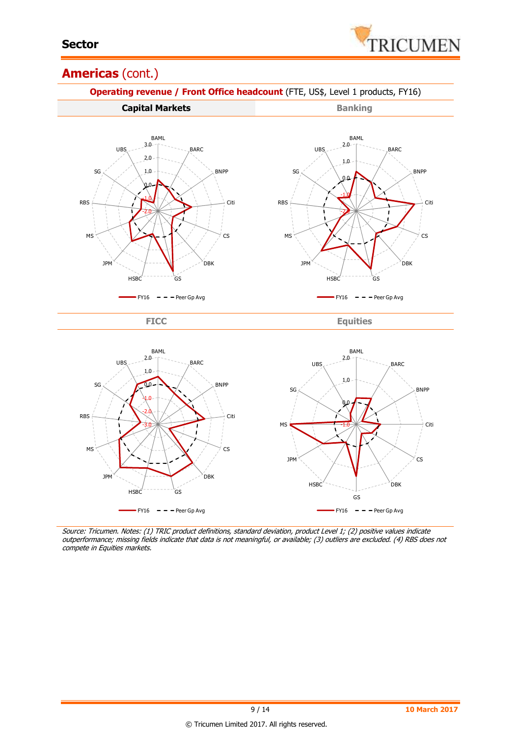## Americas (cont.)

**Operating revenue / Front Office headcount** (FTE, US$, Level 1 products, FY16)

| **Capital Markets** | Banking |
|---|---|

BAML, BARC, BNPP, Citi, CS, DBK, GS, HSBC, JPM, MS, RBS, SG, UBS

FY16 — Peer Gp Avg

| FICC | Equities |
|---|---|

FY16 — Peer Gp Avg

*Source: Tricumen. Notes: (1) TRIC product definitions, standard deviation, product Level 1; (2) positive values indicate outperformance; missing fields indicate that data is not meaningful, or available; (3) outliers are excluded. (4) RBS does not compete in Equities markets.*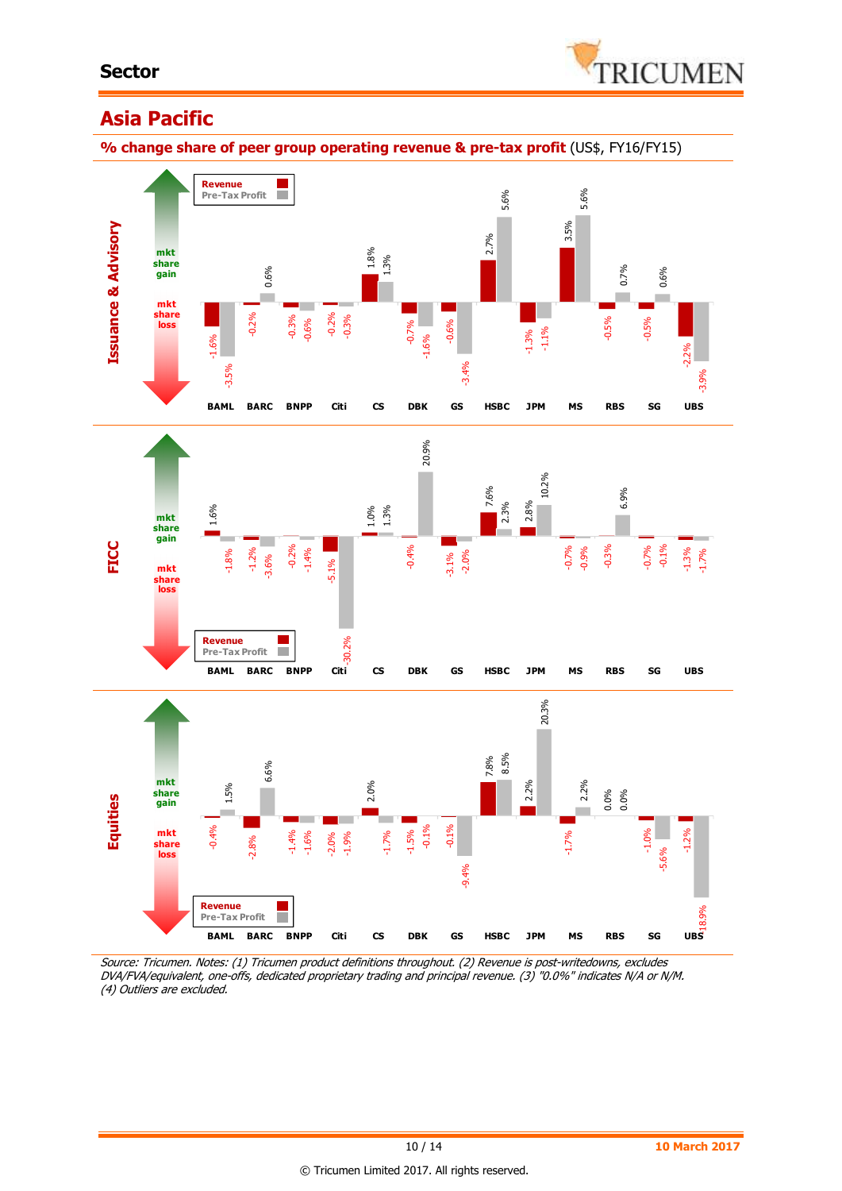## Sector

# Asia Pacific

**% change share of peer group operating revenue & pre-tax profit** (US$, FY16/FY15)

**Issuance & Advisory**

| | BAML | BARC | BNPP | Citi | CS | DBK | GS | HSBC | JPM | MS | RBS | SG | UBS |
|---|---|---|---|---|---|---|---|---|---|---|---|---|---|
| Revenue | -1.6% | -0.2% | -0.3% | -0.2% | 1.8% | -0.7% | -0.6% | 2.7% | -1.3% | 3.5% | -0.5% | -0.5% | -2.2% |
| Pre-Tax Profit | -3.5% | 0.6% | -0.6% | -0.3% | 1.3% | -1.6% | -3.4% | 5.6% | -1.1% | 5.6% | 0.7% | 0.6% | -3.9% |

**FICC**

| | BAML | BARC | BNPP | Citi | CS | DBK | GS | HSBC | JPM | MS | RBS | SG | UBS |
|---|---|---|---|---|---|---|---|---|---|---|---|---|---|
| Revenue | 1.6% | -1.2% | -0.2% | -5.1% | 1.0% | -0.4% | -3.1% | 7.6% | 2.8% | -0.7% | -0.3% | -0.7% | -1.3% |
| Pre-Tax Profit | -1.8% | -3.6% | -1.4% | -30.2% | 1.3% | 20.9% | -2.0% | 2.3% | 10.2% | -0.9% | 6.9% | -0.1% | -1.7% |

**Equities**

| | BAML | BARC | BNPP | Citi | CS | DBK | GS | HSBC | JPM | MS | RBS | SG | UBS |
|---|---|---|---|---|---|---|---|---|---|---|---|---|---|
| Revenue | -0.4% | -2.8% | -1.4% | -2.0% | 2.0% | -1.5% | -0.1% | 7.8% | 2.2% | -1.7% | 0.0% | -1.0% | -1.2% |
| Pre-Tax Profit | 1.5% | 6.6% | -1.6% | -1.9% | -1.7% | -0.1% | -9.4% | 8.5% | 20.3% | 2.2% | 0.0% | -5.6% | -18.9% |

*Source: Tricumen. Notes: (1) Tricumen product definitions throughout. (2) Revenue is post-writedowns, excludes DVA/FVA/equivalent, one-offs, dedicated proprietary trading and principal revenue. (3) "0.0%" indicates N/A or N/M. (4) Outliers are excluded.*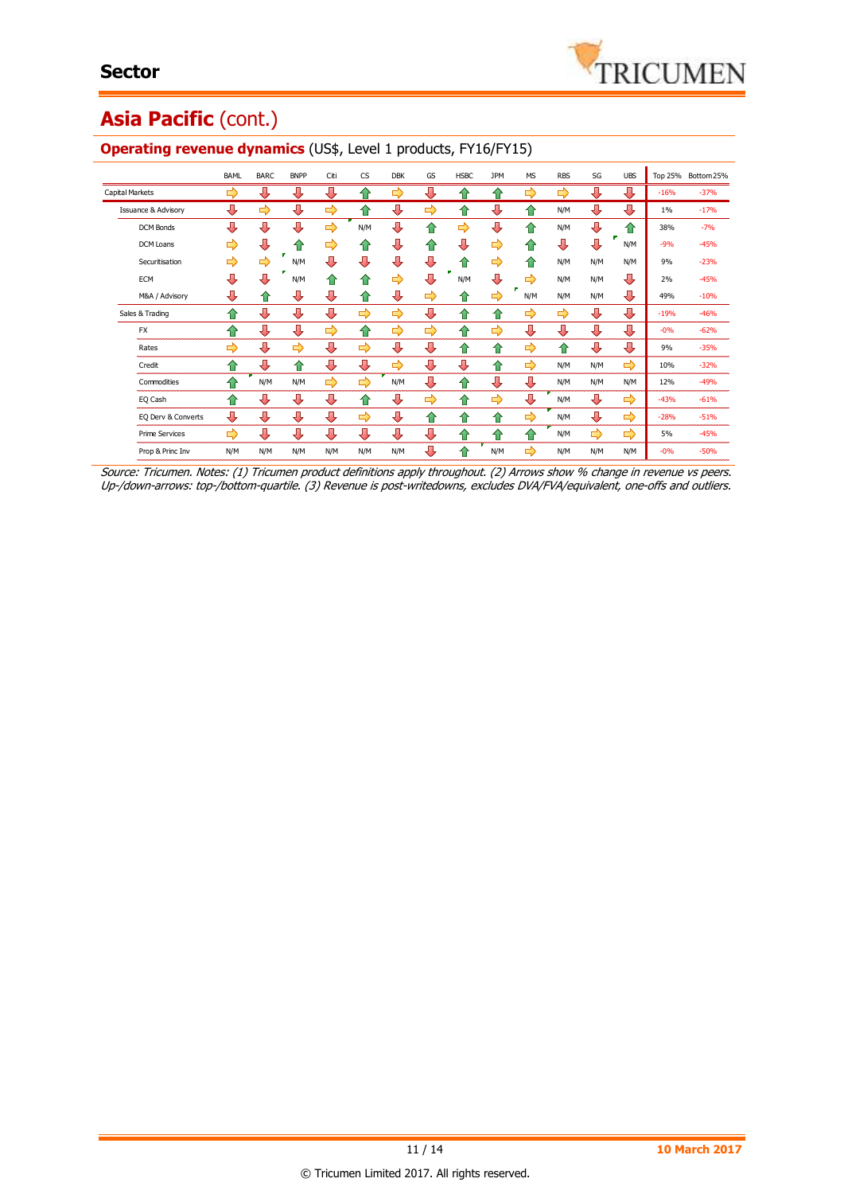## Asia Pacific (cont.)

### Operating revenue dynamics (US$, Level 1 products, FY16/FY15)

| | BAML | BARC | BNPP | Citi | CS | DBK | GS | HSBC | JPM | MS | RBS | SG | UBS | Top 25% | Bottom 25% |
|---|---|---|---|---|---|---|---|---|---|---|---|---|---|---|---|
| Capital Markets | ⇨ | ⇩ | ⇩ | ⇩ | ⇧ | ⇨ | ⇩ | ⇧ | ⇧ | ⇨ | ⇨ | ⇩ | ⇩ | -16% | -37% |
| Issuance & Advisory | ⇩ | ⇨ | ⇩ | ⇨ | ⇧ | ⇩ | ⇨ | ⇧ | ⇩ | ⇧ | N/M | ⇩ | ⇩ | 1% | -17% |
| DCM Bonds | ⇩ | ⇩ | ⇩ | ⇨ | N/M | ⇩ | ⇧ | ⇨ | ⇩ | ⇧ | N/M | ⇩ | ⇧ | 38% | -7% |
| DCM Loans | ⇨ | ⇩ | ⇧ | ⇨ | ⇧ | ⇩ | ⇧ | ⇩ | ⇨ | ⇧ | ⇩ | ⇩ | N/M | -9% | -45% |
| Securitisation | ⇨ | ⇨ | N/M | ⇩ | ⇩ | ⇩ | ⇩ | ⇧ | ⇨ | ⇧ | N/M | N/M | N/M | 9% | -23% |
| ECM | ⇩ | ⇩ | N/M | ⇧ | ⇧ | ⇨ | ⇩ | N/M | ⇩ | ⇨ | N/M | N/M | ⇩ | 2% | -45% |
| M&A / Advisory | ⇩ | ⇧ | ⇩ | ⇩ | ⇧ | ⇩ | ⇨ | ⇧ | ⇨ | N/M | N/M | N/M | ⇩ | 49% | -10% |
| Sales & Trading | ⇧ | ⇩ | ⇩ | ⇩ | ⇨ | ⇨ | ⇩ | ⇧ | ⇧ | ⇨ | ⇨ | ⇩ | ⇩ | -19% | -46% |
| FX | ⇧ | ⇩ | ⇩ | ⇨ | ⇧ | ⇨ | ⇨ | ⇧ | ⇨ | ⇩ | ⇩ | ⇩ | ⇩ | -0% | -62% |
| Rates | ⇨ | ⇩ | ⇨ | ⇩ | ⇨ | ⇩ | ⇩ | ⇧ | ⇧ | ⇨ | ⇧ | ⇩ | ⇩ | 9% | -35% |
| Credit | ⇧ | ⇩ | ⇧ | ⇩ | ⇩ | ⇨ | ⇩ | ⇩ | ⇧ | ⇨ | N/M | N/M | ⇨ | 10% | -32% |
| Commodities | ⇧ | N/M | N/M | ⇨ | ⇨ | N/M | ⇩ | ⇧ | ⇩ | ⇩ | N/M | N/M | N/M | 12% | -49% |
| EQ Cash | ⇧ | ⇩ | ⇩ | ⇩ | ⇧ | ⇩ | ⇨ | ⇧ | ⇨ | ⇩ | N/M | ⇩ | ⇨ | -43% | -61% |
| EQ Derv & Converts | ⇩ | ⇩ | ⇩ | ⇩ | ⇨ | ⇩ | ⇧ | ⇧ | ⇧ | ⇨ | N/M | ⇩ | ⇨ | -28% | -51% |
| Prime Services | ⇨ | ⇩ | ⇩ | ⇩ | ⇩ | ⇩ | ⇩ | ⇧ | ⇧ | ⇧ | N/M | ⇨ | ⇨ | 5% | -45% |
| Prop & Princ Inv | N/M | N/M | N/M | N/M | N/M | N/M | ⇩ | ⇧ | N/M | ⇨ | N/M | N/M | N/M | -0% | -50% |

*Source: Tricumen. Notes: (1) Tricumen product definitions apply throughout. (2) Arrows show % change in revenue vs peers. Up-/down-arrows: top-/bottom-quartile. (3) Revenue is post-writedowns, excludes DVA/FVA/equivalent, one-offs and outliers.*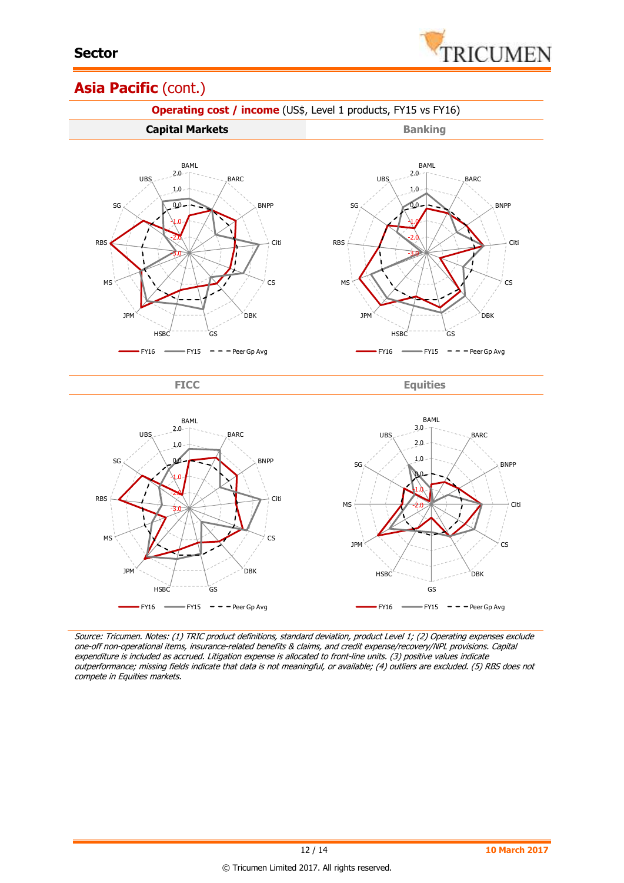## Asia Pacific (cont.)

**Operating cost / income** (US$, Level 1 products, FY15 vs FY16)

**Capital Markets** | Banking

BAML, BARC, BNPP, Citi, CS, DBK, GS, HSBC, JPM, MS, RBS, SG, UBS

— FY16 — FY15 - - - Peer Gp Avg

FICC | Equities

— FY16 — FY15 - - - Peer Gp Avg

*Source: Tricumen. Notes: (1) TRIC product definitions, standard deviation, product Level 1; (2) Operating expenses exclude one-off non-operational items, insurance-related benefits & claims, and credit expense/recovery/NPL provisions. Capital expenditure is included as accrued. Litigation expense is allocated to front-line units. (3) positive values indicate outperformance; missing fields indicate that data is not meaningful, or available; (4) outliers are excluded. (5) RBS does not compete in Equities markets.*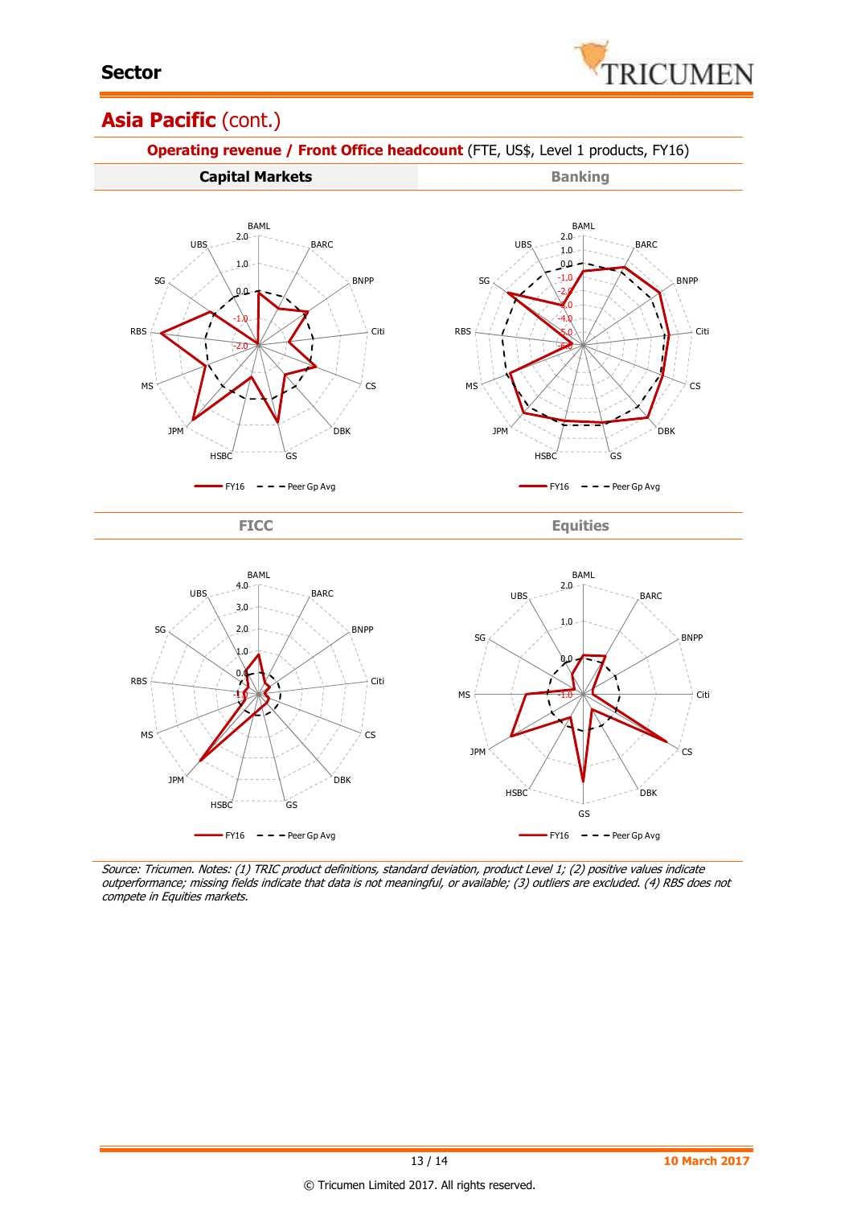## Asia Pacific (cont.)

**Operating revenue / Front Office headcount** (FTE, US$, Level 1 products, FY16)

**Capital Markets**

BAML, BARC, BNPP, Citi, CS, DBK, GS, HSBC, JPM, MS, RBS, SG, UBS

2.0, 1.0, 0.0, -1.0, -2.0

FY16 — Peer Gp Avg

**Banking**

BAML, BARC, BNPP, Citi, CS, DBK, GS, HSBC, JPM, MS, RBS, SG, UBS

2.0, 1.0, 0.0, -1.0, -2.0, -3.0, -4.0, -5.0, -6.0

FY16 — Peer Gp Avg

**FICC**

BAML, BARC, BNPP, Citi, CS, DBK, GS, HSBC, JPM, MS, RBS, SG, UBS

4.0, 3.0, 2.0, 1.0, 0.0, -1.0

FY16 — Peer Gp Avg

**Equities**

BAML, BARC, BNPP, Citi, CS, DBK, GS, HSBC, JPM, MS, SG, UBS

2.0, 1.0, 0.0, -1.0

FY16 — Peer Gp Avg

*Source: Tricumen. Notes: (1) TRIC product definitions, standard deviation, product Level 1; (2) positive values indicate outperformance; missing fields indicate that data is not meaningful, or available; (3) outliers are excluded. (4) RBS does not compete in Equities markets.*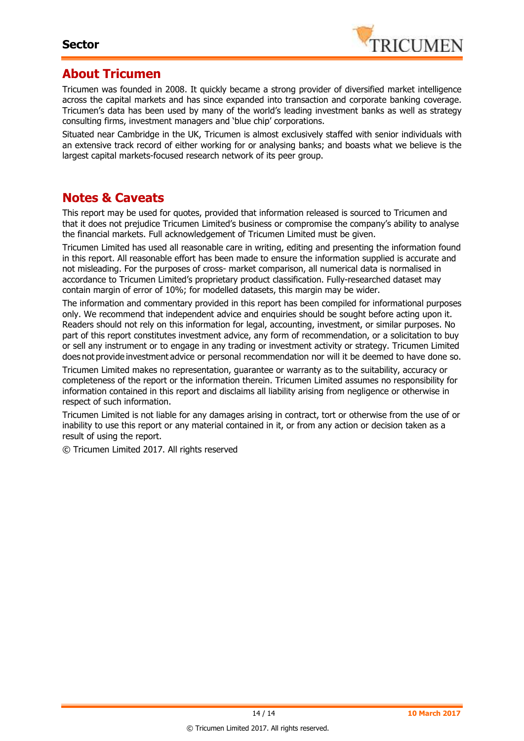## About Tricumen

Tricumen was founded in 2008. It quickly became a strong provider of diversified market intelligence across the capital markets and has since expanded into transaction and corporate banking coverage. Tricumen's data has been used by many of the world's leading investment banks as well as strategy consulting firms, investment managers and 'blue chip' corporations.

Situated near Cambridge in the UK, Tricumen is almost exclusively staffed with senior individuals with an extensive track record of either working for or analysing banks; and boasts what we believe is the largest capital markets-focused research network of its peer group.

## Notes & Caveats

This report may be used for quotes, provided that information released is sourced to Tricumen and that it does not prejudice Tricumen Limited's business or compromise the company's ability to analyse the financial markets. Full acknowledgement of Tricumen Limited must be given.

Tricumen Limited has used all reasonable care in writing, editing and presenting the information found in this report. All reasonable effort has been made to ensure the information supplied is accurate and not misleading. For the purposes of cross- market comparison, all numerical data is normalised in accordance to Tricumen Limited's proprietary product classification. Fully-researched dataset may contain margin of error of 10%; for modelled datasets, this margin may be wider.

The information and commentary provided in this report has been compiled for informational purposes only. We recommend that independent advice and enquiries should be sought before acting upon it. Readers should not rely on this information for legal, accounting, investment, or similar purposes. No part of this report constitutes investment advice, any form of recommendation, or a solicitation to buy or sell any instrument or to engage in any trading or investment activity or strategy. Tricumen Limited does not provide investment advice or personal recommendation nor will it be deemed to have done so.

Tricumen Limited makes no representation, guarantee or warranty as to the suitability, accuracy or completeness of the report or the information therein. Tricumen Limited assumes no responsibility for information contained in this report and disclaims all liability arising from negligence or otherwise in respect of such information.

Tricumen Limited is not liable for any damages arising in contract, tort or otherwise from the use of or inability to use this report or any material contained in it, or from any action or decision taken as a result of using the report.

© Tricumen Limited 2017. All rights reserved